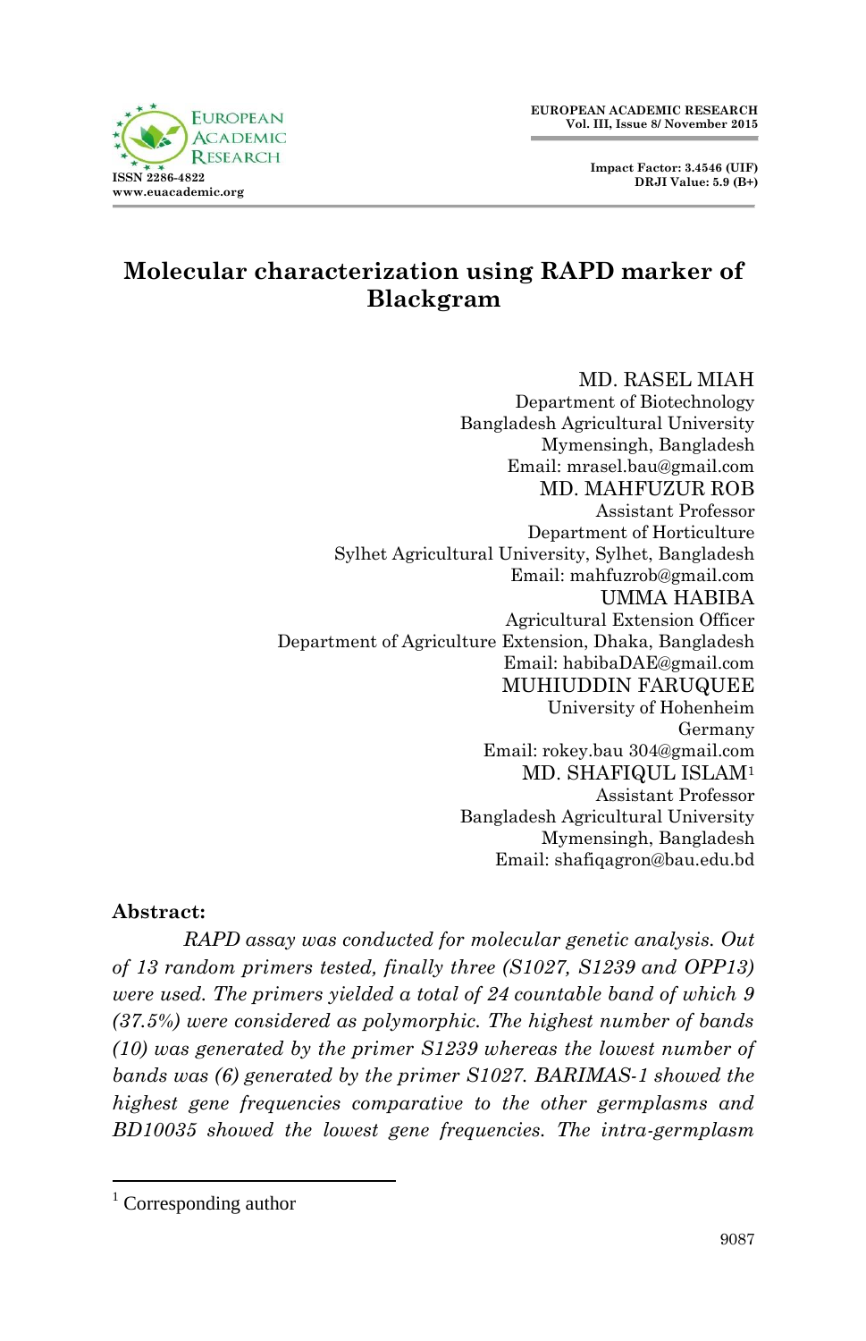# Molecular characterization using RAPD marker of Blackgram

MD. RASEL MIAH
Department of Biotechnology
Bangladesh Agricultural University
Mymensingh, Bangladesh
Email: mrasel.bau@gmail.com

MD. MAHFUZUR ROB
Assistant Professor
Department of Horticulture
Sylhet Agricultural University, Sylhet, Bangladesh
Email: mahfuzrob@gmail.com

UMMA HABIBA
Agricultural Extension Officer
Department of Agriculture Extension, Dhaka, Bangladesh
Email: habibaDAE@gmail.com

MUHIUDDIN FARUQUEE
University of Hohenheim
Germany
Email: rokey.bau 304@gmail.com

MD. SHAFIQUL ISLAM[1]
Assistant Professor
Bangladesh Agricultural University
Mymensingh, Bangladesh
Email: shafiqagron@bau.edu.bd

**Abstract:**

*RAPD assay was conducted for molecular genetic analysis. Out of 13 random primers tested, finally three (S1027, S1239 and OPP13) were used. The primers yielded a total of 24 countable band of which 9 (37.5%) were considered as polymorphic. The highest number of bands (10) was generated by the primer S1239 whereas the lowest number of bands was (6) generated by the primer S1027. BARIMAS-1 showed the highest gene frequencies comparative to the other germplasms and BD10035 showed the lowest gene frequencies. The intra-germplasm*

[1] Corresponding author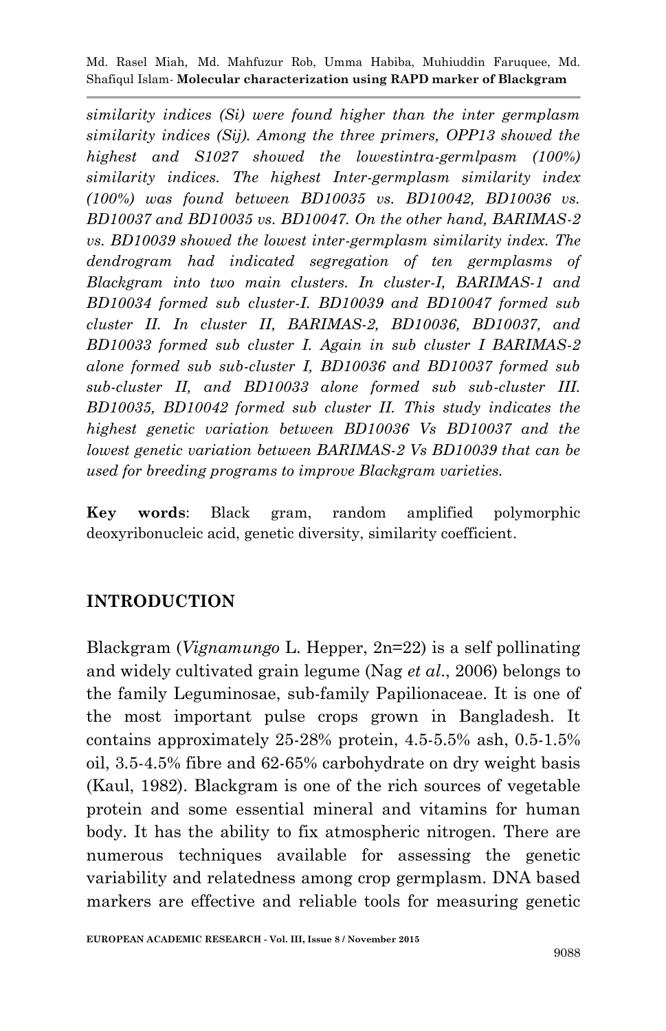*similarity indices (Si) were found higher than the inter germplasm similarity indices (Sij). Among the three primers, OPP13 showed the highest and S1027 showed the lowestintra-germlpasm (100%) similarity indices. The highest Inter-germplasm similarity index (100%) was found between BD10035 vs. BD10042, BD10036 vs. BD10037 and BD10035 vs. BD10047. On the other hand, BARIMAS-2 vs. BD10039 showed the lowest inter-germplasm similarity index. The dendrogram had indicated segregation of ten germplasms of Blackgram into two main clusters. In cluster-I, BARIMAS-1 and BD10034 formed sub cluster-I. BD10039 and BD10047 formed sub cluster II. In cluster II, BARIMAS-2, BD10036, BD10037, and BD10033 formed sub cluster I. Again in sub cluster I BARIMAS-2 alone formed sub sub-cluster I, BD10036 and BD10037 formed sub sub-cluster II, and BD10033 alone formed sub sub-cluster III. BD10035, BD10042 formed sub cluster II. This study indicates the highest genetic variation between BD10036 Vs BD10037 and the lowest genetic variation between BARIMAS-2 Vs BD10039 that can be used for breeding programs to improve Blackgram varieties.*

**Key words**: Black gram, random amplified polymorphic deoxyribonucleic acid, genetic diversity, similarity coefficient.

## INTRODUCTION

Blackgram (*Vignamungo* L. Hepper, 2n=22) is a self pollinating and widely cultivated grain legume (Nag *et al*., 2006) belongs to the family Leguminosae, sub-family Papilionaceae. It is one of the most important pulse crops grown in Bangladesh. It contains approximately 25-28% protein, 4.5-5.5% ash, 0.5-1.5% oil, 3.5-4.5% fibre and 62-65% carbohydrate on dry weight basis (Kaul, 1982). Blackgram is one of the rich sources of vegetable protein and some essential mineral and vitamins for human body. It has the ability to fix atmospheric nitrogen. There are numerous techniques available for assessing the genetic variability and relatedness among crop germplasm. DNA based markers are effective and reliable tools for measuring genetic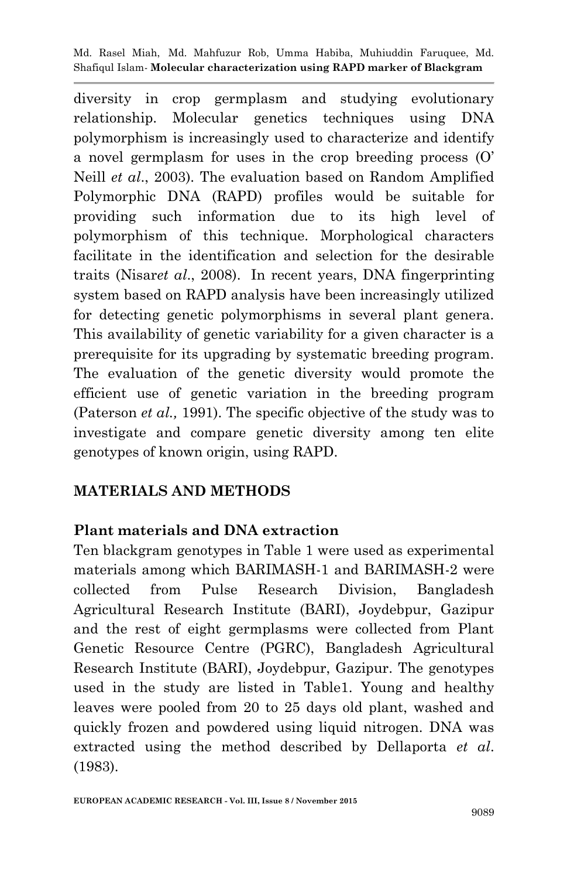diversity in crop germplasm and studying evolutionary relationship. Molecular genetics techniques using DNA polymorphism is increasingly used to characterize and identify a novel germplasm for uses in the crop breeding process (O' Neill *et al*., 2003). The evaluation based on Random Amplified Polymorphic DNA (RAPD) profiles would be suitable for providing such information due to its high level of polymorphism of this technique. Morphological characters facilitate in the identification and selection for the desirable traits (Nisar*et al*., 2008). In recent years, DNA fingerprinting system based on RAPD analysis have been increasingly utilized for detecting genetic polymorphisms in several plant genera. This availability of genetic variability for a given character is a prerequisite for its upgrading by systematic breeding program. The evaluation of the genetic diversity would promote the efficient use of genetic variation in the breeding program (Paterson *et al.,* 1991). The specific objective of the study was to investigate and compare genetic diversity among ten elite genotypes of known origin, using RAPD.

## MATERIALS AND METHODS

### Plant materials and DNA extraction

Ten blackgram genotypes in Table 1 were used as experimental materials among which BARIMASH-1 and BARIMASH-2 were collected from Pulse Research Division, Bangladesh Agricultural Research Institute (BARI), Joydebpur, Gazipur and the rest of eight germplasms were collected from Plant Genetic Resource Centre (PGRC), Bangladesh Agricultural Research Institute (BARI), Joydebpur, Gazipur. The genotypes used in the study are listed in Table1. Young and healthy leaves were pooled from 20 to 25 days old plant, washed and quickly frozen and powdered using liquid nitrogen. DNA was extracted using the method described by Dellaporta *et al*. (1983).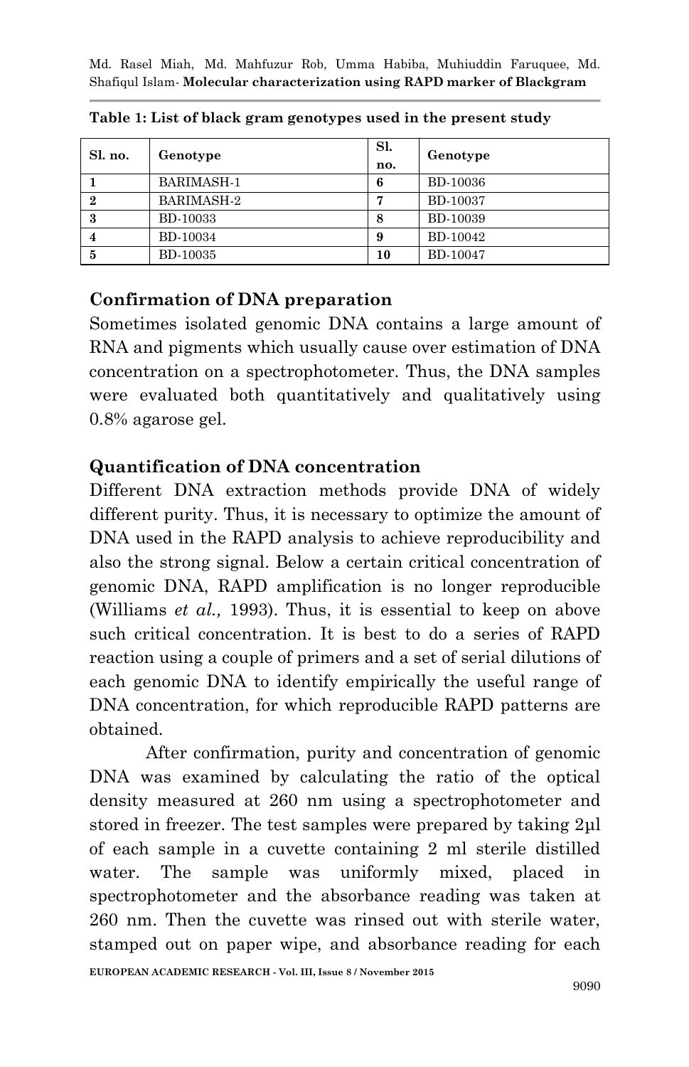**Table 1: List of black gram genotypes used in the present study**

| Sl. no. | Genotype | Sl. no. | Genotype |
|---|---|---|---|
| **1** | BARIMASH-1 | **6** | BD-10036 |
| **2** | BARIMASH-2 | **7** | BD-10037 |
| **3** | BD-10033 | **8** | BD-10039 |
| **4** | BD-10034 | **9** | BD-10042 |
| **5** | BD-10035 | **10** | BD-10047 |

## Confirmation of DNA preparation

Sometimes isolated genomic DNA contains a large amount of RNA and pigments which usually cause over estimation of DNA concentration on a spectrophotometer. Thus, the DNA samples were evaluated both quantitatively and qualitatively using 0.8% agarose gel.

## Quantification of DNA concentration

Different DNA extraction methods provide DNA of widely different purity. Thus, it is necessary to optimize the amount of DNA used in the RAPD analysis to achieve reproducibility and also the strong signal. Below a certain critical concentration of genomic DNA, RAPD amplification is no longer reproducible (Williams *et al.,* 1993). Thus, it is essential to keep on above such critical concentration. It is best to do a series of RAPD reaction using a couple of primers and a set of serial dilutions of each genomic DNA to identify empirically the useful range of DNA concentration, for which reproducible RAPD patterns are obtained.

After confirmation, purity and concentration of genomic DNA was examined by calculating the ratio of the optical density measured at 260 nm using a spectrophotometer and stored in freezer. The test samples were prepared by taking 2µl of each sample in a cuvette containing 2 ml sterile distilled water. The sample was uniformly mixed, placed in spectrophotometer and the absorbance reading was taken at 260 nm. Then the cuvette was rinsed out with sterile water, stamped out on paper wipe, and absorbance reading for each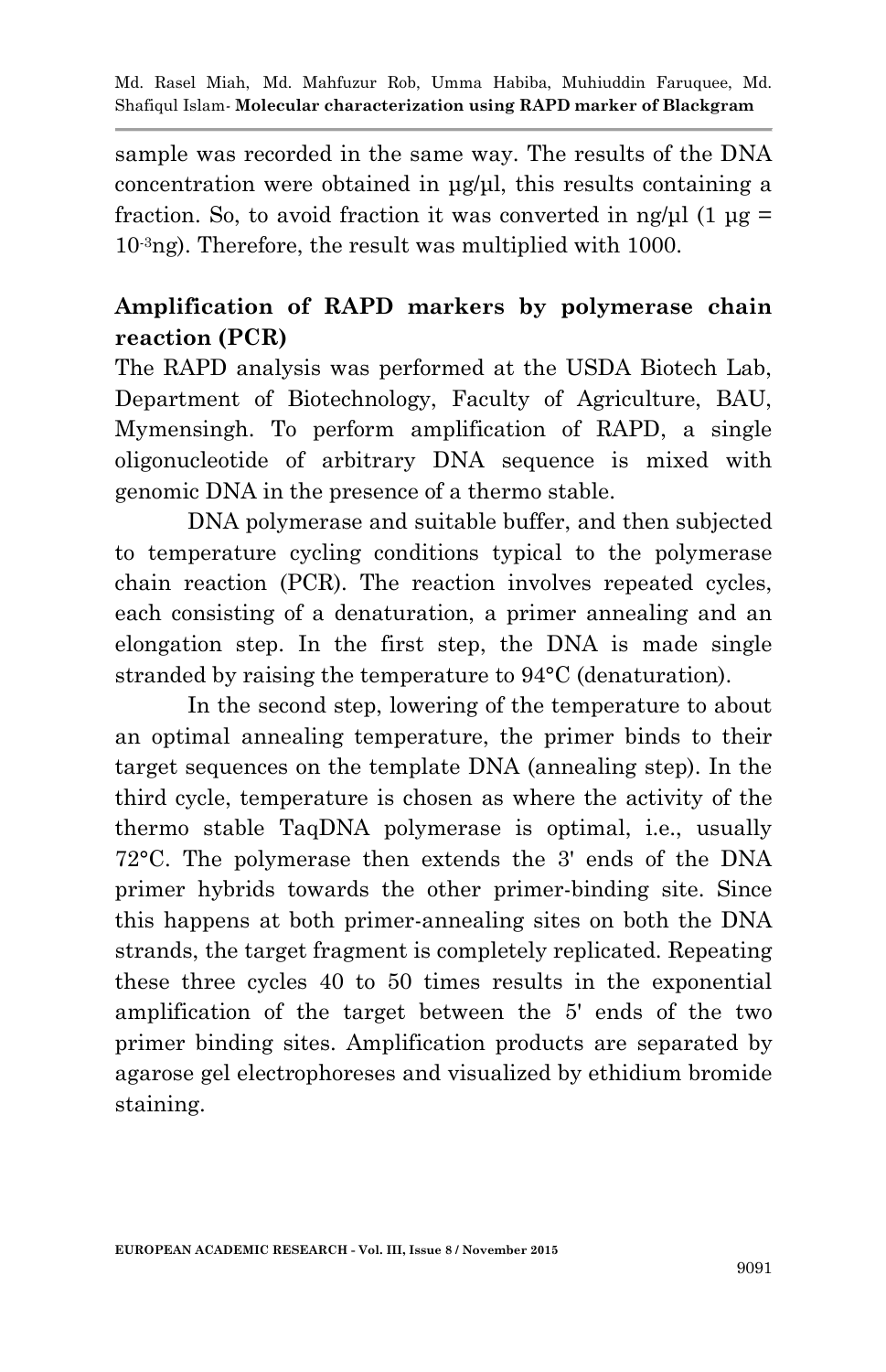sample was recorded in the same way. The results of the DNA concentration were obtained in µg/µl, this results containing a fraction. So, to avoid fraction it was converted in ng/µl (1 µg = $10^{-3}$ng). Therefore, the result was multiplied with 1000.

## Amplification of RAPD markers by polymerase chain reaction (PCR)

The RAPD analysis was performed at the USDA Biotech Lab, Department of Biotechnology, Faculty of Agriculture, BAU, Mymensingh. To perform amplification of RAPD, a single oligonucleotide of arbitrary DNA sequence is mixed with genomic DNA in the presence of a thermo stable.

DNA polymerase and suitable buffer, and then subjected to temperature cycling conditions typical to the polymerase chain reaction (PCR). The reaction involves repeated cycles, each consisting of a denaturation, a primer annealing and an elongation step. In the first step, the DNA is made single stranded by raising the temperature to 94°C (denaturation).

In the second step, lowering of the temperature to about an optimal annealing temperature, the primer binds to their target sequences on the template DNA (annealing step). In the third cycle, temperature is chosen as where the activity of the thermo stable TaqDNA polymerase is optimal, i.e., usually 72°C. The polymerase then extends the 3' ends of the DNA primer hybrids towards the other primer-binding site. Since this happens at both primer-annealing sites on both the DNA strands, the target fragment is completely replicated. Repeating these three cycles 40 to 50 times results in the exponential amplification of the target between the 5' ends of the two primer binding sites. Amplification products are separated by agarose gel electrophoreses and visualized by ethidium bromide staining.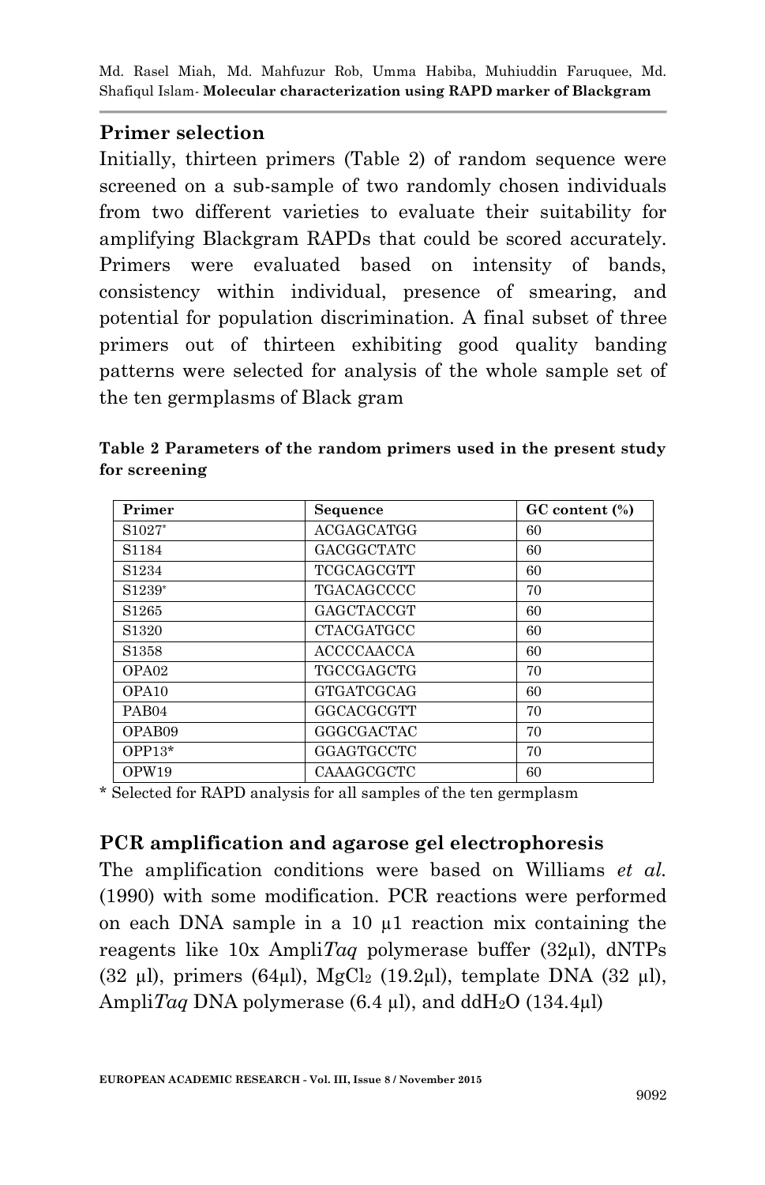## Primer selection

Initially, thirteen primers (Table 2) of random sequence were screened on a sub-sample of two randomly chosen individuals from two different varieties to evaluate their suitability for amplifying Blackgram RAPDs that could be scored accurately. Primers were evaluated based on intensity of bands, consistency within individual, presence of smearing, and potential for population discrimination. A final subset of three primers out of thirteen exhibiting good quality banding patterns were selected for analysis of the whole sample set of the ten germplasms of Black gram

**Table 2 Parameters of the random primers used in the present study for screening**

| Primer | Sequence | GC content (%) |
|---|---|---|
| S1027* | ACGAGCATGG | 60 |
| S1184 | GACGGCTATC | 60 |
| S1234 | TCGCAGCGTT | 60 |
| S1239* | TGACAGCCCC | 70 |
| S1265 | GAGCTACCGT | 60 |
| S1320 | CTACGATGCC | 60 |
| S1358 | ACCCCAACCA | 60 |
| OPA02 | TGCCGAGCTG | 70 |
| OPA10 | GTGATCGCAG | 60 |
| PAB04 | GGCACGCGTT | 70 |
| OPAB09 | GGGCGACTAC | 70 |
| OPP13* | GGAGTGCCTC | 70 |
| OPW19 | CAAAGCGCTC | 60 |

\* Selected for RAPD analysis for all samples of the ten germplasm

## PCR amplification and agarose gel electrophoresis

The amplification conditions were based on Williams *et al.* (1990) with some modification. PCR reactions were performed on each DNA sample in a 10 µ1 reaction mix containing the reagents like 10x Ampli*Taq* polymerase buffer (32µl), dNTPs (32 µl), primers (64µl), $MgCl_2$ (19.2µl), template DNA (32 µl), Ampli*Taq* DNA polymerase (6.4 µl), and $ddH_2O$ (134.4µl)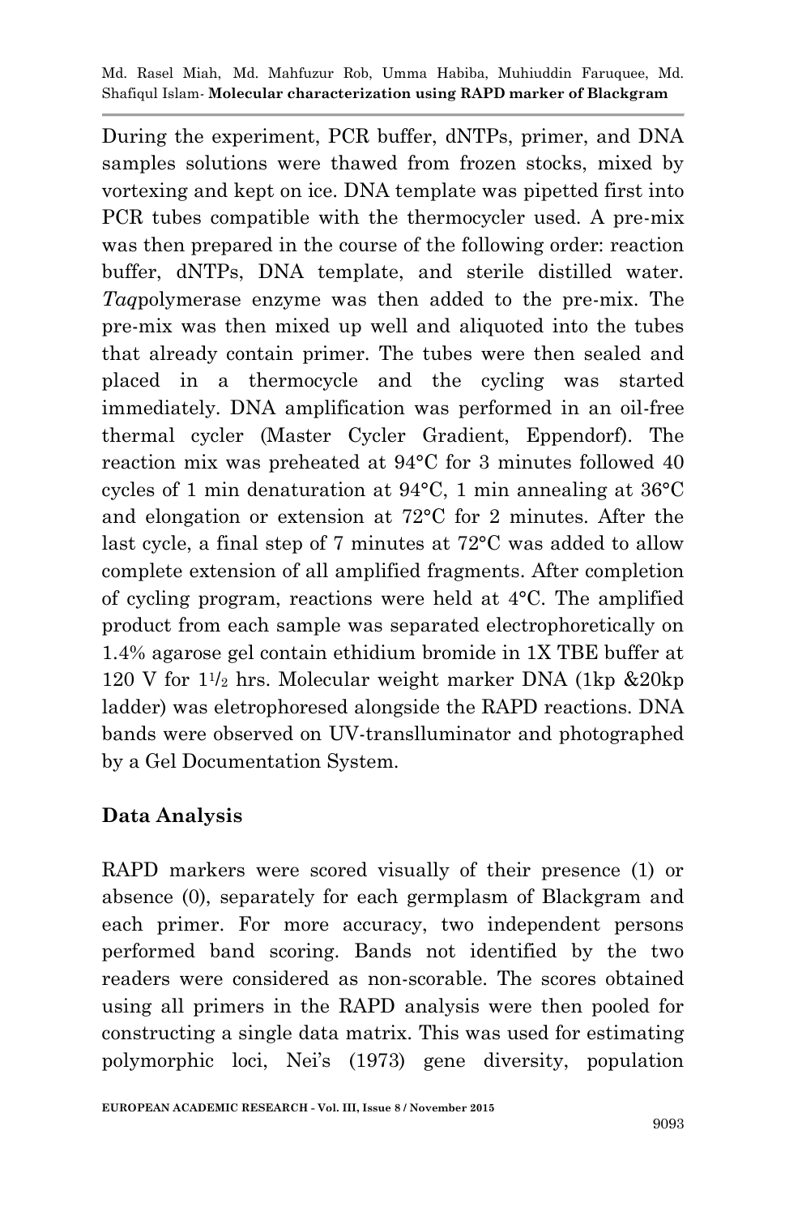During the experiment, PCR buffer, dNTPs, primer, and DNA samples solutions were thawed from frozen stocks, mixed by vortexing and kept on ice. DNA template was pipetted first into PCR tubes compatible with the thermocycler used. A pre-mix was then prepared in the course of the following order: reaction buffer, dNTPs, DNA template, and sterile distilled water. *Taq*polymerase enzyme was then added to the pre-mix. The pre-mix was then mixed up well and aliquoted into the tubes that already contain primer. The tubes were then sealed and placed in a thermocycle and the cycling was started immediately. DNA amplification was performed in an oil-free thermal cycler (Master Cycler Gradient, Eppendorf). The reaction mix was preheated at 94°C for 3 minutes followed 40 cycles of 1 min denaturation at 94°C, 1 min annealing at 36°C and elongation or extension at 72°C for 2 minutes. After the last cycle, a final step of 7 minutes at 72°C was added to allow complete extension of all amplified fragments. After completion of cycling program, reactions were held at 4°C. The amplified product from each sample was separated electrophoretically on 1.4% agarose gel contain ethidium bromide in 1X TBE buffer at 120 V for $1^1/_2$ hrs. Molecular weight marker DNA (1kp &20kp ladder) was eletrophoresed alongside the RAPD reactions. DNA bands were observed on UV-translluminator and photographed by a Gel Documentation System.

## Data Analysis

RAPD markers were scored visually of their presence (1) or absence (0), separately for each germplasm of Blackgram and each primer. For more accuracy, two independent persons performed band scoring. Bands not identified by the two readers were considered as non-scorable. The scores obtained using all primers in the RAPD analysis were then pooled for constructing a single data matrix. This was used for estimating polymorphic loci, Nei's (1973) gene diversity, population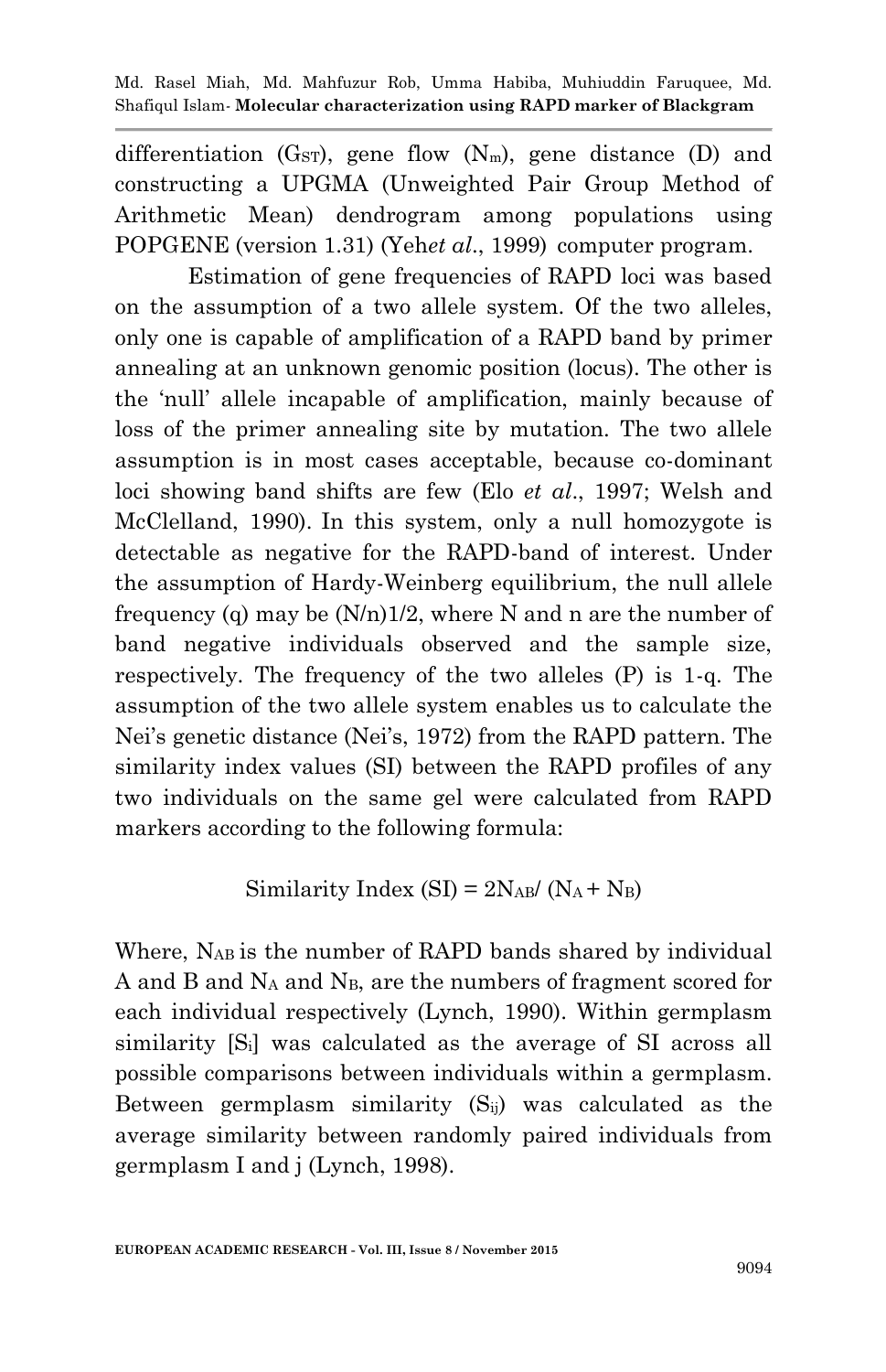differentiation ($G_{ST}$), gene flow ($N_m$), gene distance (D) and constructing a UPGMA (Unweighted Pair Group Method of Arithmetic Mean) dendrogram among populations using POPGENE (version 1.31) (Yeh*et al*., 1999) computer program.

Estimation of gene frequencies of RAPD loci was based on the assumption of a two allele system. Of the two alleles, only one is capable of amplification of a RAPD band by primer annealing at an unknown genomic position (locus). The other is the 'null' allele incapable of amplification, mainly because of loss of the primer annealing site by mutation. The two allele assumption is in most cases acceptable, because co-dominant loci showing band shifts are few (Elo *et al*., 1997; Welsh and McClelland, 1990). In this system, only a null homozygote is detectable as negative for the RAPD-band of interest. Under the assumption of Hardy-Weinberg equilibrium, the null allele frequency (q) may be (N/n)1/2, where N and n are the number of band negative individuals observed and the sample size, respectively. The frequency of the two alleles (P) is 1-q. The assumption of the two allele system enables us to calculate the Nei's genetic distance (Nei's, 1972) from the RAPD pattern. The similarity index values (SI) between the RAPD profiles of any two individuals on the same gel were calculated from RAPD markers according to the following formula:

$$\text{Similarity Index (SI)} = 2N_{AB}/\ (N_A + N_B)$$

Where, $N_{AB}$ is the number of RAPD bands shared by individual A and B and $N_A$ and $N_B$, are the numbers of fragment scored for each individual respectively (Lynch, 1990). Within germplasm similarity [$S_i$] was calculated as the average of SI across all possible comparisons between individuals within a germplasm. Between germplasm similarity ($S_{ij}$) was calculated as the average similarity between randomly paired individuals from germplasm I and j (Lynch, 1998).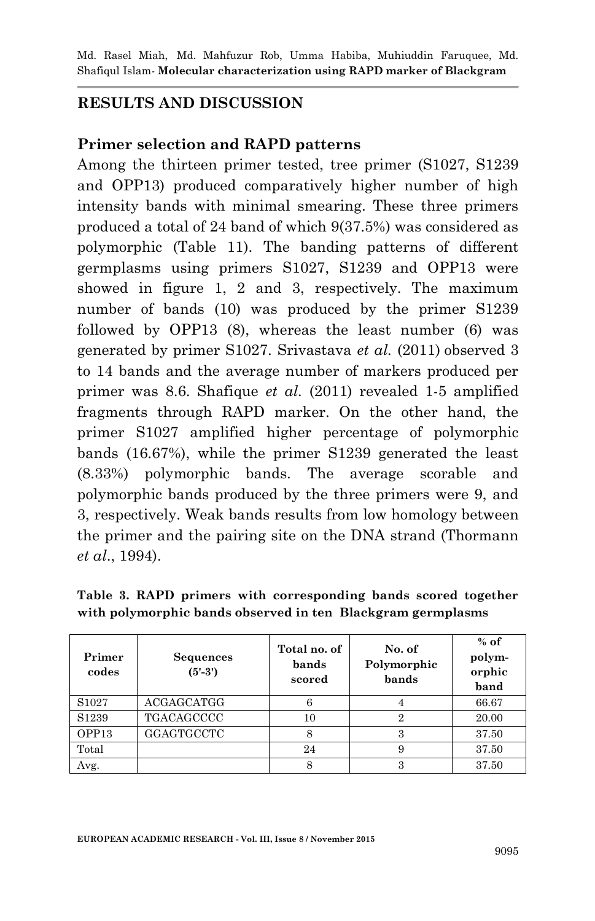## RESULTS AND DISCUSSION

### Primer selection and RAPD patterns

Among the thirteen primer tested, tree primer (S1027, S1239 and OPP13) produced comparatively higher number of high intensity bands with minimal smearing. These three primers produced a total of 24 band of which 9(37.5%) was considered as polymorphic (Table 11). The banding patterns of different germplasms using primers S1027, S1239 and OPP13 were showed in figure 1, 2 and 3, respectively. The maximum number of bands (10) was produced by the primer S1239 followed by OPP13 (8), whereas the least number (6) was generated by primer S1027. Srivastava *et al.* (2011) observed 3 to 14 bands and the average number of markers produced per primer was 8.6. Shafique *et al.* (2011) revealed 1-5 amplified fragments through RAPD marker. On the other hand, the primer S1027 amplified higher percentage of polymorphic bands (16.67%), while the primer S1239 generated the least (8.33%) polymorphic bands. The average scorable and polymorphic bands produced by the three primers were 9, and 3, respectively. Weak bands results from low homology between the primer and the pairing site on the DNA strand (Thormann *et al*., 1994).

**Table 3. RAPD primers with corresponding bands scored together with polymorphic bands observed in ten Blackgram germplasms**

| Primer codes | Sequences (5'-3') | Total no. of bands scored | No. of Polymorphic bands | % of polym-orphic band |
|---|---|---|---|---|
| S1027 | ACGAGCATGG | 6 | 4 | 66.67 |
| S1239 | TGACAGCCCC | 10 | 2 | 20.00 |
| OPP13 | GGAGTGCCTC | 8 | 3 | 37.50 |
| Total | | 24 | 9 | 37.50 |
| Avg. | | 8 | 3 | 37.50 |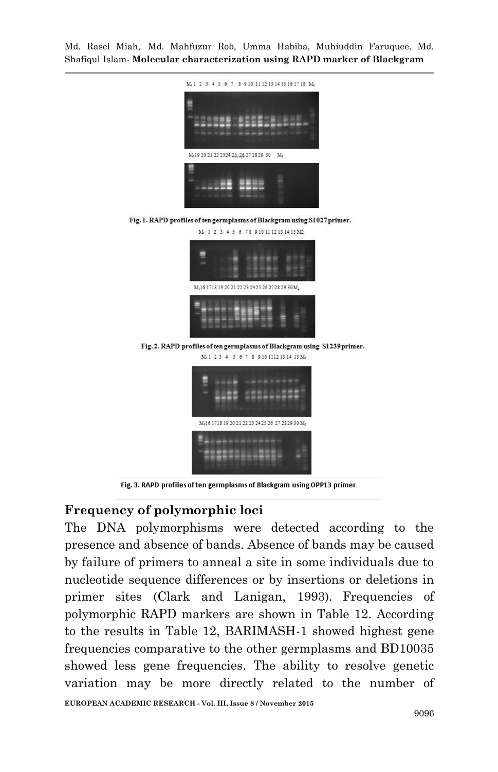Fig. 1. RAPD profiles of ten germplasms of Blackgram using S1027 primer.

Fig. 2. RAPD profiles of ten germplasms of Blackgram using S1239 primer.

Fig. 3. RAPD profiles of ten germplasms of Blackgram using OPP13 primer

## Frequency of polymorphic loci

The DNA polymorphisms were detected according to the presence and absence of bands. Absence of bands may be caused by failure of primers to anneal a site in some individuals due to nucleotide sequence differences or by insertions or deletions in primer sites (Clark and Lanigan, 1993). Frequencies of polymorphic RAPD markers are shown in Table 12. According to the results in Table 12, BARIMASH-1 showed highest gene frequencies comparative to the other germplasms and BD10035 showed less gene frequencies. The ability to resolve genetic variation may be more directly related to the number of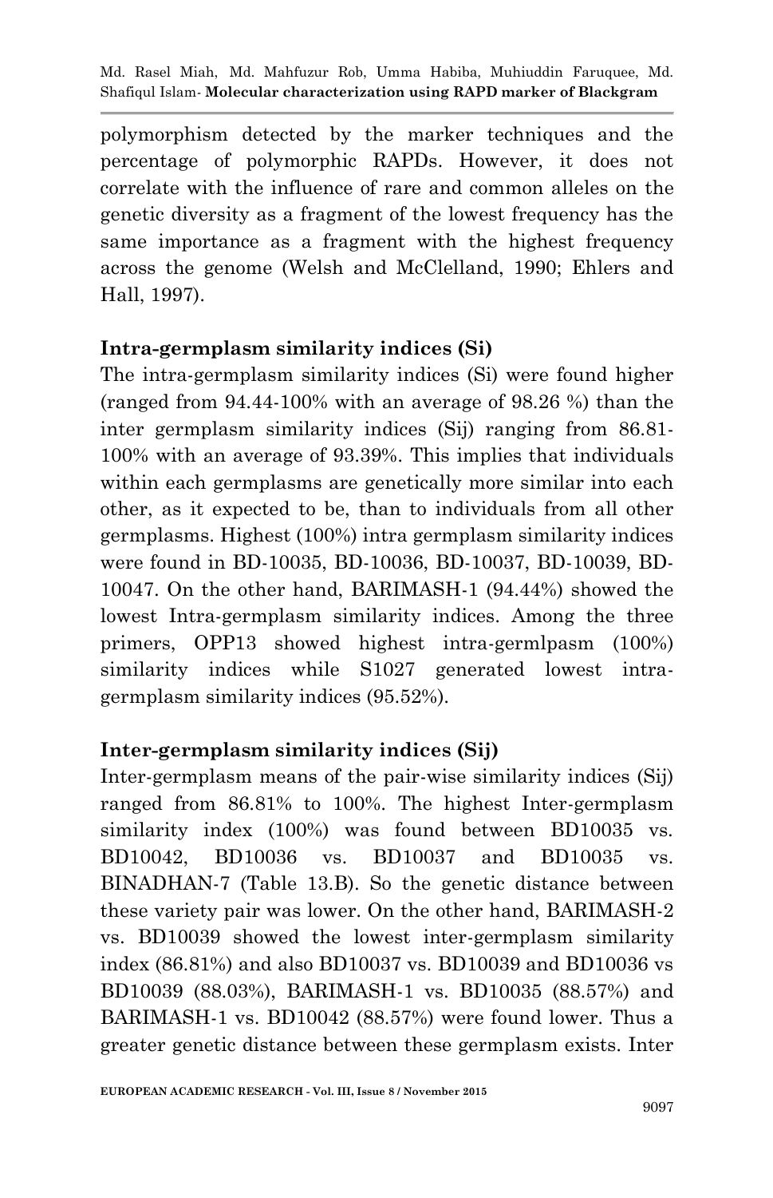polymorphism detected by the marker techniques and the percentage of polymorphic RAPDs. However, it does not correlate with the influence of rare and common alleles on the genetic diversity as a fragment of the lowest frequency has the same importance as a fragment with the highest frequency across the genome (Welsh and McClelland, 1990; Ehlers and Hall, 1997).

**Intra-germplasm similarity indices (Si)**

The intra-germplasm similarity indices (Si) were found higher (ranged from 94.44-100% with an average of 98.26 %) than the inter germplasm similarity indices (Sij) ranging from 86.81-100% with an average of 93.39%. This implies that individuals within each germplasms are genetically more similar into each other, as it expected to be, than to individuals from all other germplasms. Highest (100%) intra germplasm similarity indices were found in BD-10035, BD-10036, BD-10037, BD-10039, BD-10047. On the other hand, BARIMASH-1 (94.44%) showed the lowest Intra-germplasm similarity indices. Among the three primers, OPP13 showed highest intra-germlpasm (100%) similarity indices while S1027 generated lowest intra-germplasm similarity indices (95.52%).

**Inter-germplasm similarity indices (Sij)**

Inter-germplasm means of the pair-wise similarity indices (Sij) ranged from 86.81% to 100%. The highest Inter-germplasm similarity index (100%) was found between BD10035 vs. BD10042, BD10036 vs. BD10037 and BD10035 vs. BINADHAN-7 (Table 13.B). So the genetic distance between these variety pair was lower. On the other hand, BARIMASH-2 vs. BD10039 showed the lowest inter-germplasm similarity index (86.81%) and also BD10037 vs. BD10039 and BD10036 vs BD10039 (88.03%), BARIMASH-1 vs. BD10035 (88.57%) and BARIMASH-1 vs. BD10042 (88.57%) were found lower. Thus a greater genetic distance between these germplasm exists. Inter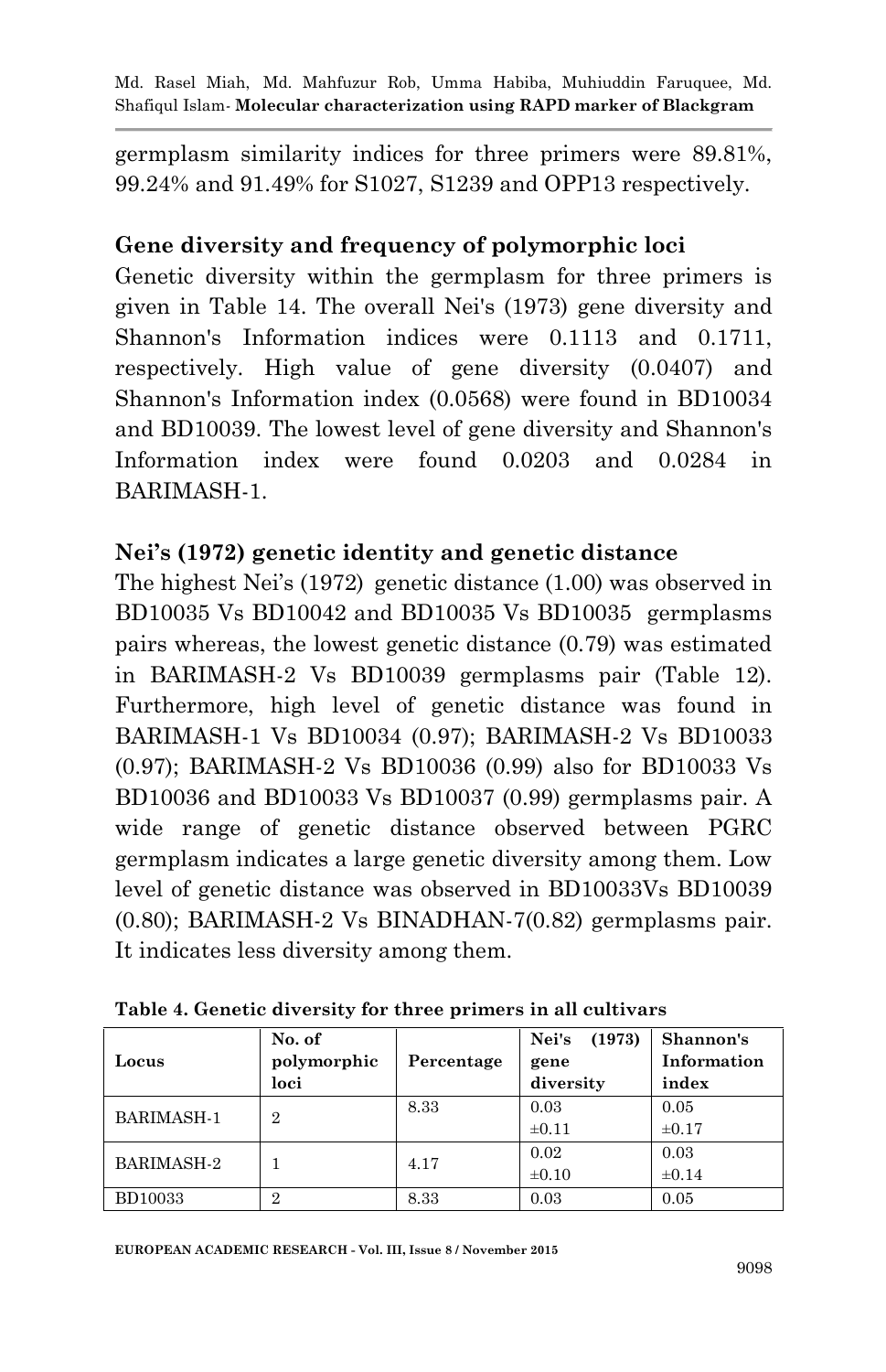germplasm similarity indices for three primers were 89.81%, 99.24% and 91.49% for S1027, S1239 and OPP13 respectively.

## Gene diversity and frequency of polymorphic loci

Genetic diversity within the germplasm for three primers is given in Table 14. The overall Nei's (1973) gene diversity and Shannon's Information indices were 0.1113 and 0.1711, respectively. High value of gene diversity (0.0407) and Shannon's Information index (0.0568) were found in BD10034 and BD10039. The lowest level of gene diversity and Shannon's Information index were found 0.0203 and 0.0284 in BARIMASH-1.

## Nei's (1972) genetic identity and genetic distance

The highest Nei's (1972) genetic distance (1.00) was observed in BD10035 Vs BD10042 and BD10035 Vs BD10035 germplasms pairs whereas, the lowest genetic distance (0.79) was estimated in BARIMASH-2 Vs BD10039 germplasms pair (Table 12). Furthermore, high level of genetic distance was found in BARIMASH-1 Vs BD10034 (0.97); BARIMASH-2 Vs BD10033 (0.97); BARIMASH-2 Vs BD10036 (0.99) also for BD10033 Vs BD10036 and BD10033 Vs BD10037 (0.99) germplasms pair. A wide range of genetic distance observed between PGRC germplasm indicates a large genetic diversity among them. Low level of genetic distance was observed in BD10033Vs BD10039 (0.80); BARIMASH-2 Vs BINADHAN-7(0.82) germplasms pair. It indicates less diversity among them.

**Table 4. Genetic diversity for three primers in all cultivars**

| Locus | No. of polymorphic loci | Percentage | Nei's (1973) gene diversity | Shannon's Information index |
|---|---|---|---|---|
| BARIMASH-1 | 2 | 8.33 | 0.03 ±0.11 | 0.05 ±0.17 |
| BARIMASH-2 | 1 | 4.17 | 0.02 ±0.10 | 0.03 ±0.14 |
| BD10033 | 2 | 8.33 | 0.03 | 0.05 |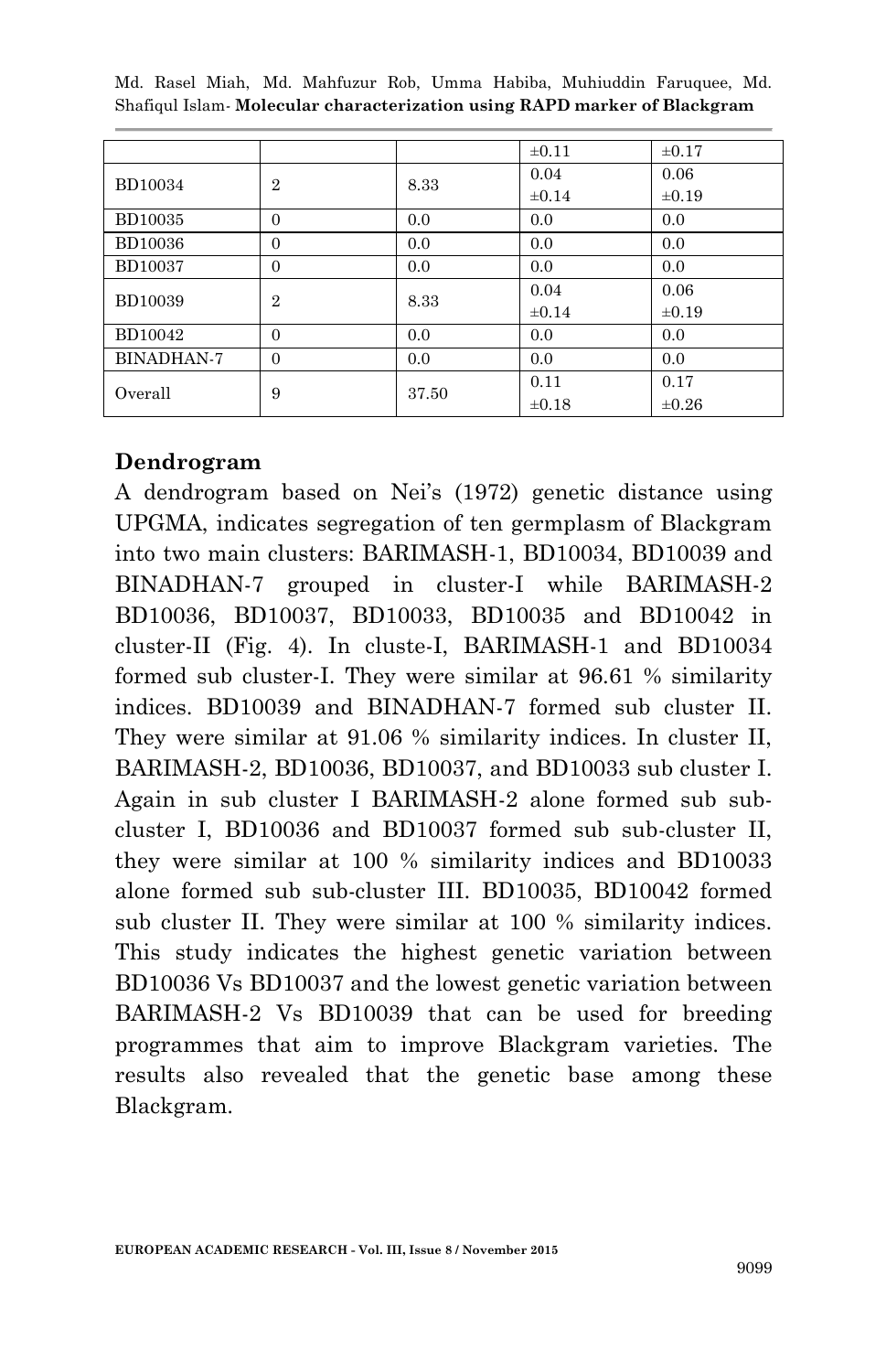| | | | ±0.11 | ±0.17 |
|---|---|---|---|---|
| BD10034 | 2 | 8.33 | 0.04 ±0.14 | 0.06 ±0.19 |
| BD10035 | 0 | 0.0 | 0.0 | 0.0 |
| BD10036 | 0 | 0.0 | 0.0 | 0.0 |
| BD10037 | 0 | 0.0 | 0.0 | 0.0 |
| BD10039 | 2 | 8.33 | 0.04 ±0.14 | 0.06 ±0.19 |
| BD10042 | 0 | 0.0 | 0.0 | 0.0 |
| BINADHAN-7 | 0 | 0.0 | 0.0 | 0.0 |
| Overall | 9 | 37.50 | 0.11 ±0.18 | 0.17 ±0.26 |

## Dendrogram

A dendrogram based on Nei's (1972) genetic distance using UPGMA, indicates segregation of ten germplasm of Blackgram into two main clusters: BARIMASH-1, BD10034, BD10039 and BINADHAN-7 grouped in cluster-I while BARIMASH-2 BD10036, BD10037, BD10033, BD10035 and BD10042 in cluster-II (Fig. 4). In cluste-I, BARIMASH-1 and BD10034 formed sub cluster-I. They were similar at 96.61 % similarity indices. BD10039 and BINADHAN-7 formed sub cluster II. They were similar at 91.06 % similarity indices. In cluster II, BARIMASH-2, BD10036, BD10037, and BD10033 sub cluster I. Again in sub cluster I BARIMASH-2 alone formed sub sub-cluster I, BD10036 and BD10037 formed sub sub-cluster II, they were similar at 100 % similarity indices and BD10033 alone formed sub sub-cluster III. BD10035, BD10042 formed sub cluster II. They were similar at 100 % similarity indices. This study indicates the highest genetic variation between BD10036 Vs BD10037 and the lowest genetic variation between BARIMASH-2 Vs BD10039 that can be used for breeding programmes that aim to improve Blackgram varieties. The results also revealed that the genetic base among these Blackgram.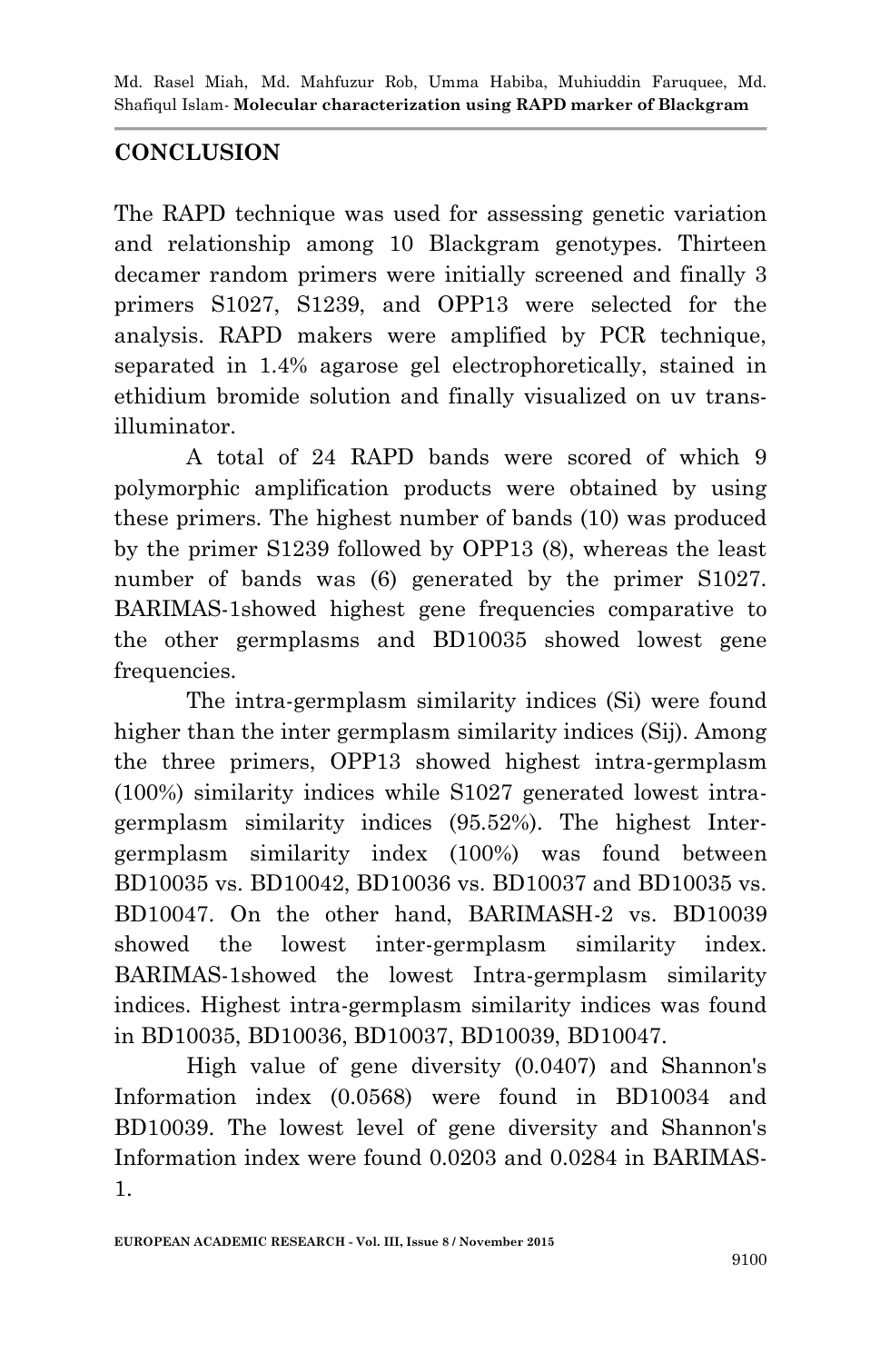## CONCLUSION

The RAPD technique was used for assessing genetic variation and relationship among 10 Blackgram genotypes. Thirteen decamer random primers were initially screened and finally 3 primers S1027, S1239, and OPP13 were selected for the analysis. RAPD makers were amplified by PCR technique, separated in 1.4% agarose gel electrophoretically, stained in ethidium bromide solution and finally visualized on uv trans-illuminator.

A total of 24 RAPD bands were scored of which 9 polymorphic amplification products were obtained by using these primers. The highest number of bands (10) was produced by the primer S1239 followed by OPP13 (8), whereas the least number of bands was (6) generated by the primer S1027. BARIMAS-1showed highest gene frequencies comparative to the other germplasms and BD10035 showed lowest gene frequencies.

The intra-germplasm similarity indices (Si) were found higher than the inter germplasm similarity indices (Sij). Among the three primers, OPP13 showed highest intra-germplasm (100%) similarity indices while S1027 generated lowest intra-germplasm similarity indices (95.52%). The highest Inter-germplasm similarity index (100%) was found between BD10035 vs. BD10042, BD10036 vs. BD10037 and BD10035 vs. BD10047. On the other hand, BARIMASH-2 vs. BD10039 showed the lowest inter-germplasm similarity index. BARIMAS-1showed the lowest Intra-germplasm similarity indices. Highest intra-germplasm similarity indices was found in BD10035, BD10036, BD10037, BD10039, BD10047.

High value of gene diversity (0.0407) and Shannon's Information index (0.0568) were found in BD10034 and BD10039. The lowest level of gene diversity and Shannon's Information index were found 0.0203 and 0.0284 in BARIMAS-1.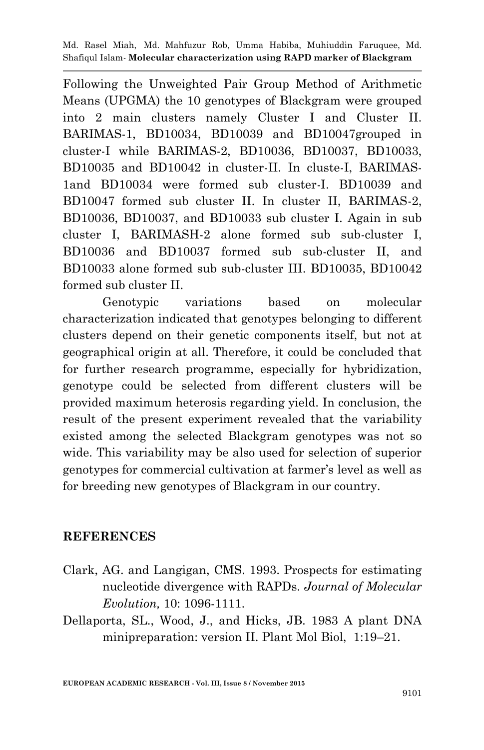Following the Unweighted Pair Group Method of Arithmetic Means (UPGMA) the 10 genotypes of Blackgram were grouped into 2 main clusters namely Cluster I and Cluster II. BARIMAS-1, BD10034, BD10039 and BD10047grouped in cluster-I while BARIMAS-2, BD10036, BD10037, BD10033, BD10035 and BD10042 in cluster-II. In cluste-I, BARIMAS-1and BD10034 were formed sub cluster-I. BD10039 and BD10047 formed sub cluster II. In cluster II, BARIMAS-2, BD10036, BD10037, and BD10033 sub cluster I. Again in sub cluster I, BARIMASH-2 alone formed sub sub-cluster I, BD10036 and BD10037 formed sub sub-cluster II, and BD10033 alone formed sub sub-cluster III. BD10035, BD10042 formed sub cluster II.

Genotypic variations based on molecular characterization indicated that genotypes belonging to different clusters depend on their genetic components itself, but not at geographical origin at all. Therefore, it could be concluded that for further research programme, especially for hybridization, genotype could be selected from different clusters will be provided maximum heterosis regarding yield. In conclusion, the result of the present experiment revealed that the variability existed among the selected Blackgram genotypes was not so wide. This variability may be also used for selection of superior genotypes for commercial cultivation at farmer's level as well as for breeding new genotypes of Blackgram in our country.

## REFERENCES

Clark, AG. and Langigan, CMS. 1993. Prospects for estimating nucleotide divergence with RAPDs. *Journal of Molecular Evolution,* 10: 1096-1111.

Dellaporta, SL., Wood, J., and Hicks, JB. 1983 A plant DNA minipreparation: version II. Plant Mol Biol, 1:19–21.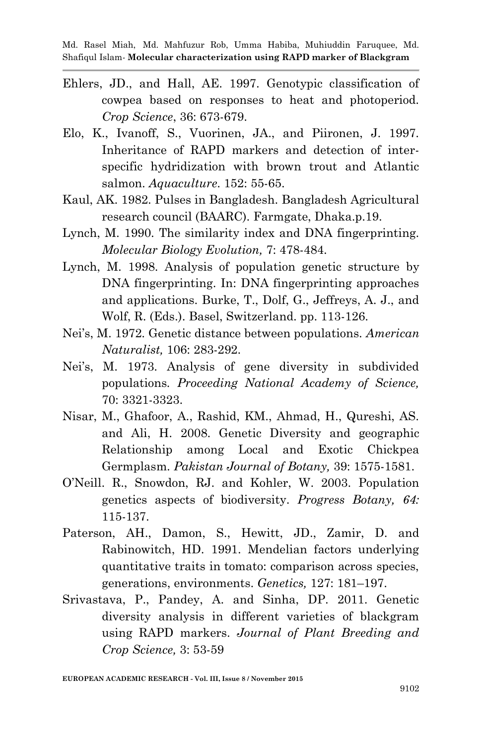Ehlers, JD., and Hall, AE. 1997. Genotypic classification of cowpea based on responses to heat and photoperiod. *Crop Science*, 36: 673-679.

Elo, K., Ivanoff, S., Vuorinen, JA., and Piironen, J. 1997. Inheritance of RAPD markers and detection of inter-specific hydridization with brown trout and Atlantic salmon. *Aquaculture*. 152: 55-65.

Kaul, AK. 1982. Pulses in Bangladesh. Bangladesh Agricultural research council (BAARC). Farmgate, Dhaka.p.19.

Lynch, M. 1990. The similarity index and DNA fingerprinting. *Molecular Biology Evolution,* 7: 478-484.

Lynch, M. 1998. Analysis of population genetic structure by DNA fingerprinting. In: DNA fingerprinting approaches and applications. Burke, T., Dolf, G., Jeffreys, A. J., and Wolf, R. (Eds.). Basel, Switzerland. pp. 113-126.

Nei's, M. 1972. Genetic distance between populations. *American Naturalist,* 106: 283-292.

Nei's, M. 1973. Analysis of gene diversity in subdivided populations. *Proceeding National Academy of Science,* 70: 3321-3323.

Nisar, M., Ghafoor, A., Rashid, KM., Ahmad, H., Qureshi, AS. and Ali, H. 2008. Genetic Diversity and geographic Relationship among Local and Exotic Chickpea Germplasm. *Pakistan Journal of Botany,* 39: 1575-1581.

O'Neill. R., Snowdon, RJ. and Kohler, W. 2003. Population genetics aspects of biodiversity. *Progress Botany, 64:* 115-137.

Paterson, AH., Damon, S., Hewitt, JD., Zamir, D. and Rabinowitch, HD. 1991. Mendelian factors underlying quantitative traits in tomato: comparison across species, generations, environments. *Genetics,* 127: 181–197.

Srivastava, P., Pandey, A. and Sinha, DP. 2011. Genetic diversity analysis in different varieties of blackgram using RAPD markers. *Journal of Plant Breeding and Crop Science,* 3: 53-59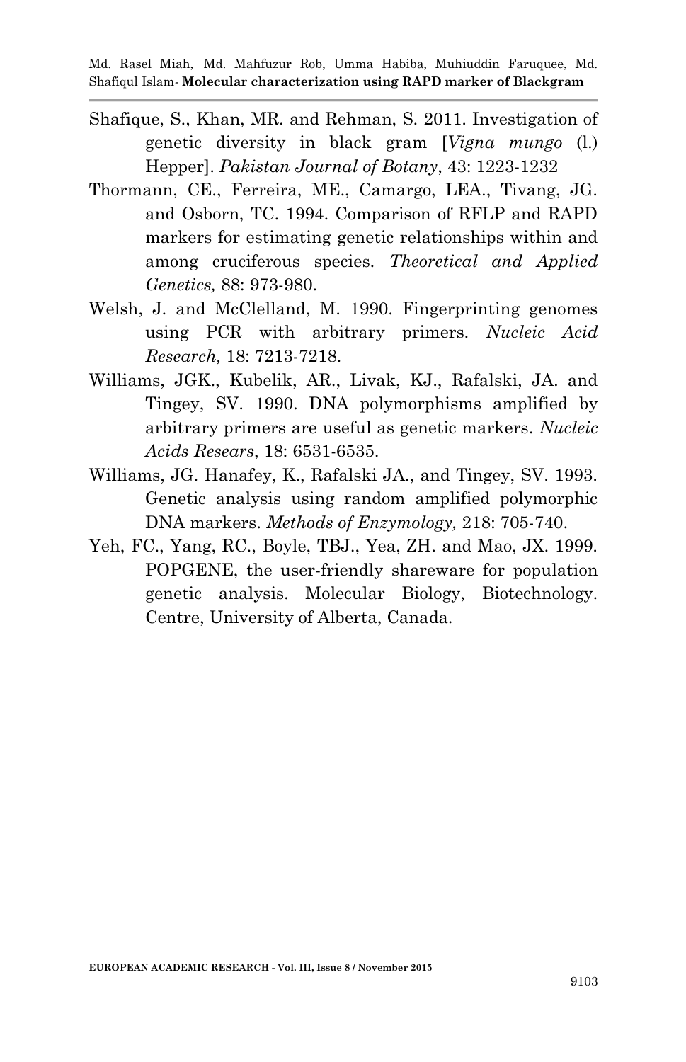Shafique, S., Khan, MR. and Rehman, S. 2011. Investigation of genetic diversity in black gram [*Vigna mungo* (l.) Hepper]. *Pakistan Journal of Botany*, 43: 1223-1232

Thormann, CE., Ferreira, ME., Camargo, LEA., Tivang, JG. and Osborn, TC. 1994. Comparison of RFLP and RAPD markers for estimating genetic relationships within and among cruciferous species. *Theoretical and Applied Genetics,* 88: 973-980.

Welsh, J. and McClelland, M. 1990. Fingerprinting genomes using PCR with arbitrary primers. *Nucleic Acid Research,* 18: 7213-7218.

Williams, JGK., Kubelik, AR., Livak, KJ., Rafalski, JA. and Tingey, SV. 1990. DNA polymorphisms amplified by arbitrary primers are useful as genetic markers. *Nucleic Acids Resears*, 18: 6531-6535.

Williams, JG. Hanafey, K., Rafalski JA., and Tingey, SV. 1993. Genetic analysis using random amplified polymorphic DNA markers. *Methods of Enzymology,* 218: 705-740.

Yeh, FC., Yang, RC., Boyle, TBJ., Yea, ZH. and Mao, JX. 1999. POPGENE, the user-friendly shareware for population genetic analysis. Molecular Biology, Biotechnology. Centre, University of Alberta, Canada.